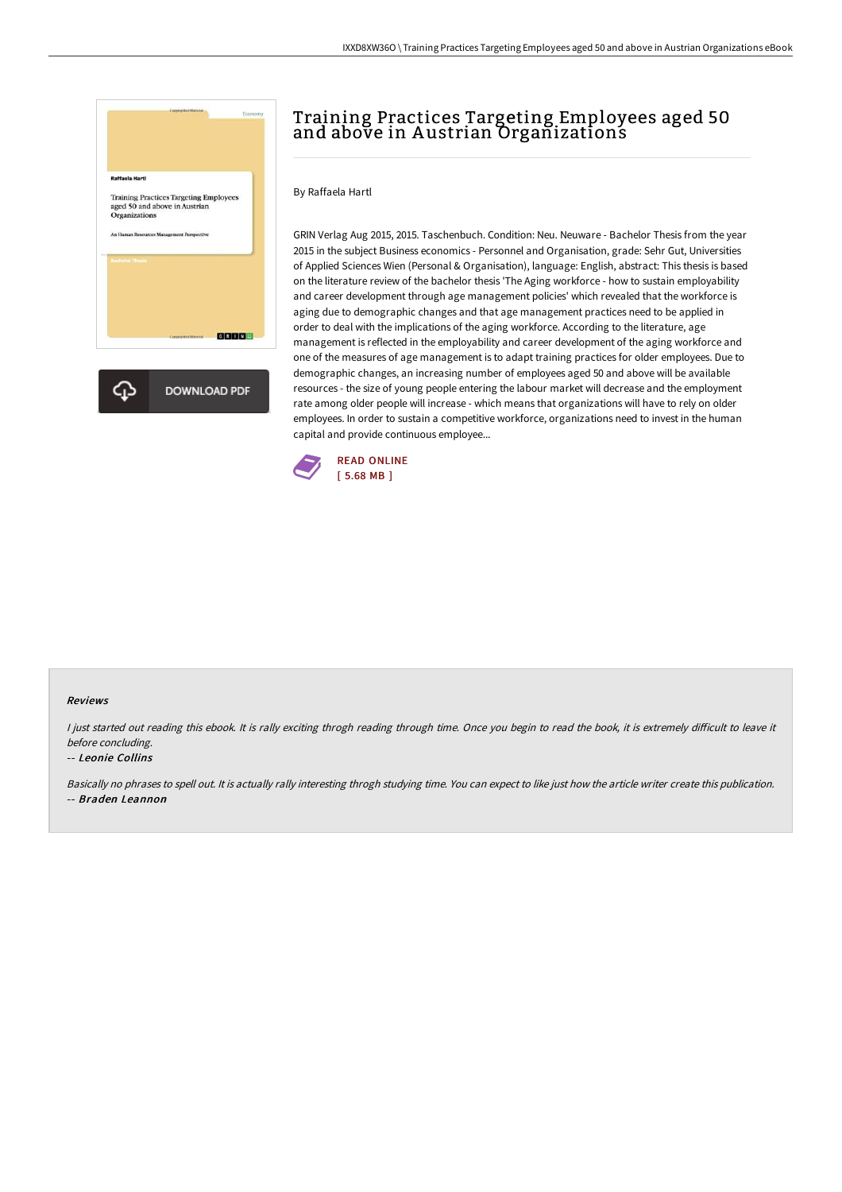# Training Practices Targeting Employees aged 50 and above in Austrian Organizations

By Raffaela Hartl

GRIN Verlag Aug 2015, 2015. Taschenbuch. Condition: Neu. Neuware - Bachelor Thesis from the year 2015 in the subject Business economics - Personnel and Organisation, grade: Sehr Gut, Universities of Applied Sciences Wien (Personal & Organisation), language: English, abstract: This thesis is based on the literature review of the bachelor thesis 'The Aging workforce - how to sustain employability and career development through age management policies' which revealed that the workforce is aging due to demographic changes and that age management practices need to be applied in order to deal with the implications of the aging workforce. According to the literature, age management is reflected in the employability and career development of the aging workforce and one of the measures of age management is to adapt training practices for older employees. Due to demographic changes, an increasing number of employees aged 50 and above will be available resources - the size of young people entering the labour market will decrease and the employment rate among older people will increase - which means that organizations will have to rely on older employees. In order to sustain a competitive workforce, organizations need to invest in the human capital and provide continuous employee...

READ ONLINE
[ 5.68 MB ]

DOWNLOAD PDF

## Reviews

*I just started out reading this ebook. It is rally exciting throgh reading through time. Once you begin to read the book, it is extremely difficult to leave it before concluding.*

-- *Leonie Collins*

*Basically no phrases to spell out. It is actually rally interesting throgh studying time. You can expect to like just how the article writer create this publication.*

-- *Braden Leannon*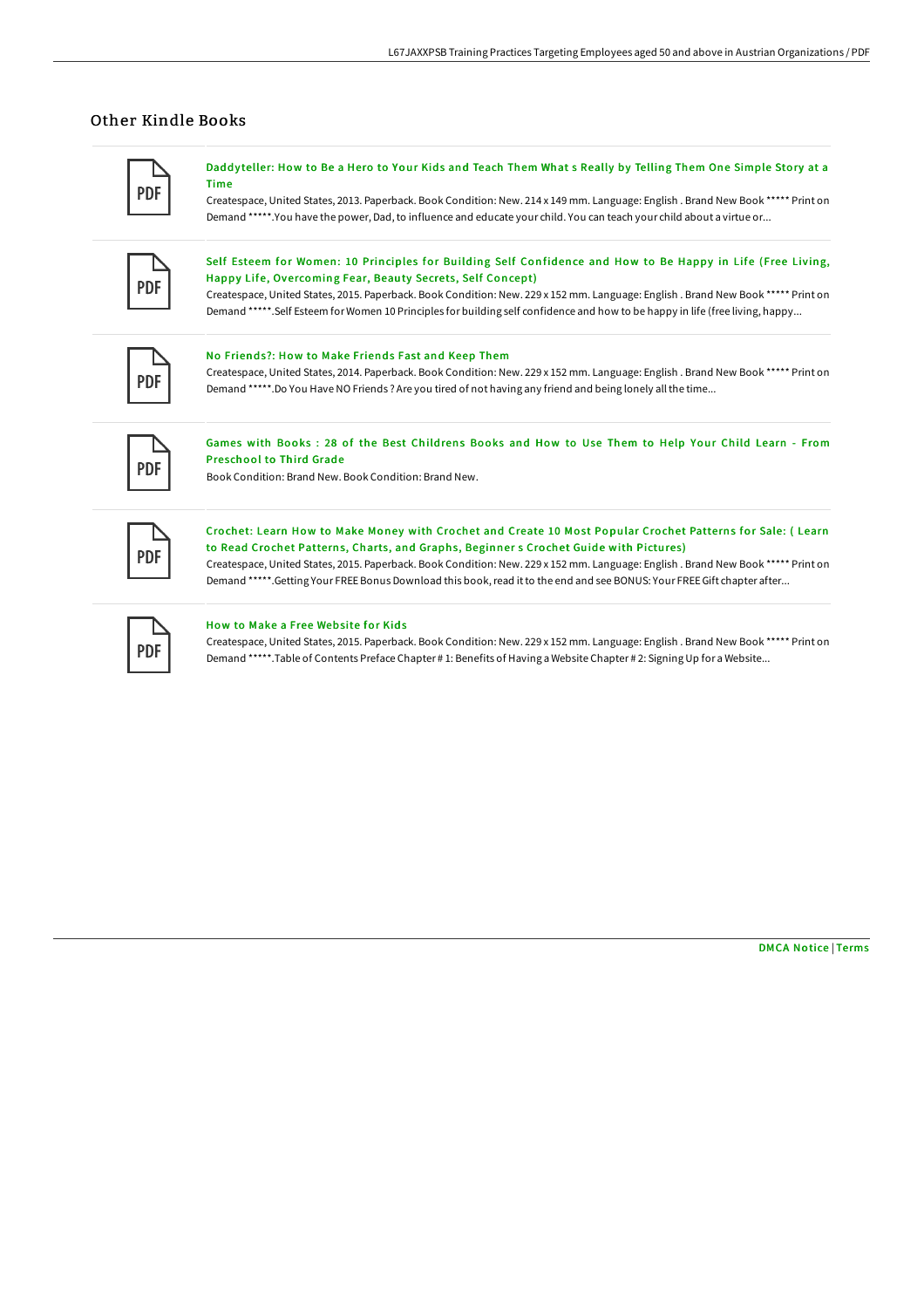## Other Kindle Books

**Daddyteller: How to Be a Hero to Your Kids and Teach Them What s Really by Telling Them One Simple Story at a Time**

Createspace, United States, 2013. Paperback. Book Condition: New. 214 x 149 mm. Language: English . Brand New Book ***** Print on Demand *****.You have the power, Dad, to influence and educate your child. You can teach your child about a virtue or...

**Self Esteem for Women: 10 Principles for Building Self Confidence and How to Be Happy in Life (Free Living, Happy Life, Overcoming Fear, Beauty Secrets, Self Concept)**

Createspace, United States, 2015. Paperback. Book Condition: New. 229 x 152 mm. Language: English . Brand New Book ***** Print on Demand *****.Self Esteem for Women 10 Principles for building self confidence and how to be happy in life (free living, happy...

**No Friends?: How to Make Friends Fast and Keep Them**

Createspace, United States, 2014. Paperback. Book Condition: New. 229 x 152 mm. Language: English . Brand New Book ***** Print on Demand *****.Do You Have NO Friends ? Are you tired of not having any friend and being lonely all the time...

**Games with Books : 28 of the Best Childrens Books and How to Use Them to Help Your Child Learn - From Preschool to Third Grade**

Book Condition: Brand New. Book Condition: Brand New.

**Crochet: Learn How to Make Money with Crochet and Create 10 Most Popular Crochet Patterns for Sale: ( Learn to Read Crochet Patterns, Charts, and Graphs, Beginner s Crochet Guide with Pictures)**

Createspace, United States, 2015. Paperback. Book Condition: New. 229 x 152 mm. Language: English . Brand New Book ***** Print on Demand *****.Getting Your FREE Bonus Download this book, read it to the end and see BONUS: Your FREE Gift chapter after...

**How to Make a Free Website for Kids**

Createspace, United States, 2015. Paperback. Book Condition: New. 229 x 152 mm. Language: English . Brand New Book ***** Print on Demand *****.Table of Contents Preface Chapter # 1: Benefits of Having a Website Chapter # 2: Signing Up for a Website...